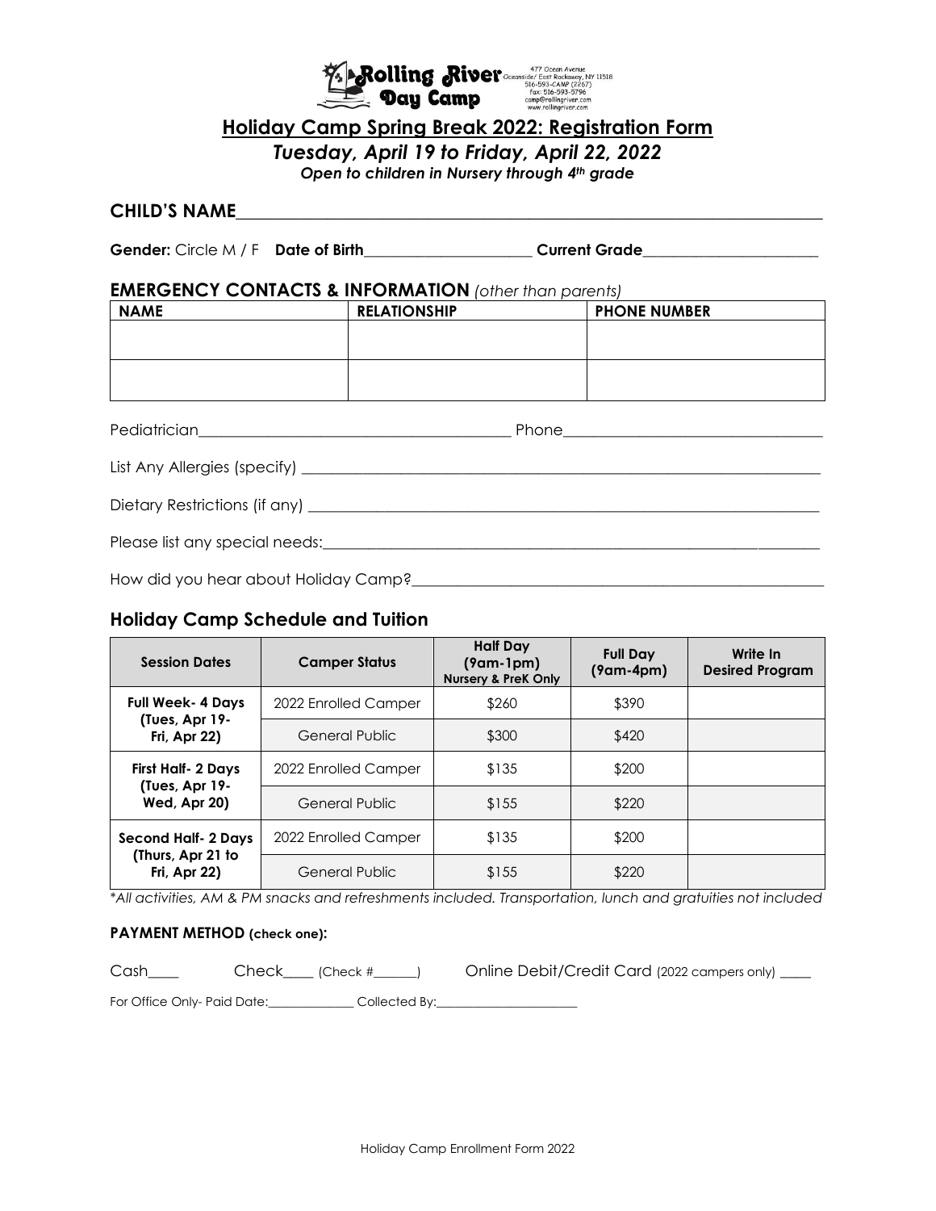**Rolling River Day Camp**

477 Ocean Avenue
Oceanside/ East Rockaway, NY 11518
516-593-CAMP (2267)
fax: 516-593-5796
camp@rollingriver.com
www.rollingriver.com

# Holiday Camp Spring Break 2022: Registration Form

***Tuesday, April 19 to Friday, April 22, 2022***

***Open to children in Nursery through 4th grade***

**CHILD'S NAME**_______________________________________________

**Gender:** Circle M / F **Date of Birth**____________________ **Current Grade**____________________

## EMERGENCY CONTACTS & INFORMATION *(other than parents)*

| NAME | RELATIONSHIP | PHONE NUMBER |
|---|---|---|
| | | |
| | | |

Pediatrician____________________________________ Phone______________________________

List Any Allergies (specify) ______________________________________________________

Dietary Restrictions (if any) ______________________________________________________

Please list any special needs:______________________________________________________

How did you hear about Holiday Camp?____________________________________________

## Holiday Camp Schedule and Tuition

| Session Dates | Camper Status | Half Day (9am-1pm) Nursery & PreK Only | Full Day (9am-4pm) | Write In Desired Program |
|---|---|---|---|---|
| **Full Week- 4 Days (Tues, Apr 19- Fri, Apr 22)** | 2022 Enrolled Camper | $260 | $390 | |
| | General Public | $300 | $420 | |
| **First Half- 2 Days (Tues, Apr 19- Wed, Apr 20)** | 2022 Enrolled Camper | $135 | $200 | |
| | General Public | $155 | $220 | |
| **Second Half- 2 Days (Thurs, Apr 21 to Fri, Apr 22)** | 2022 Enrolled Camper | $135 | $200 | |
| | General Public | $155 | $220 | |

**All activities, AM & PM snacks and refreshments included. Transportation, lunch and gratuities not included*

**PAYMENT METHOD (check one):**

Cash____ Check____ (Check #______) Online Debit/Credit Card (2022 campers only) ____

For Office Only- Paid Date:____________ Collected By:____________________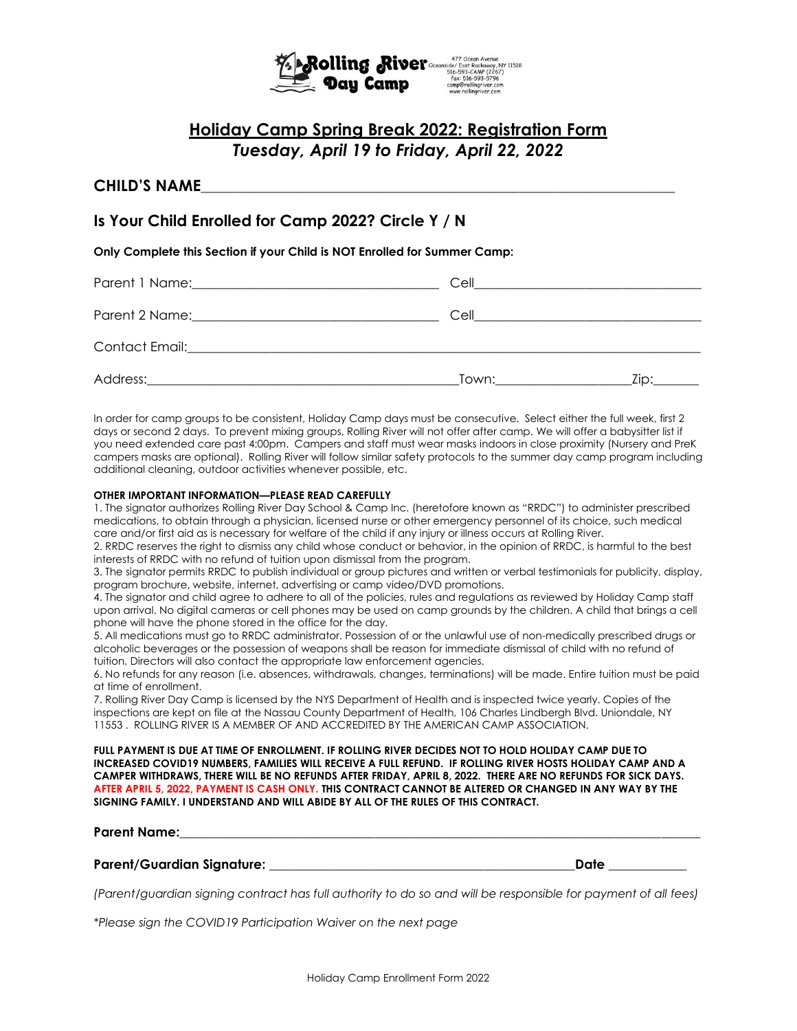Rolling River Day Camp

477 Ocean Avenue
Oceanside/ East Rockaway, NY 11518
516-593-CAMP (2267)
Fax: 516-593-5796
camp@rollingriver.com
www.rollingriver.com

# Holiday Camp Spring Break 2022: Registration Form

## *Tuesday, April 19 to Friday, April 22, 2022*

**CHILD'S NAME**\_\_\_\_\_\_\_\_\_\_\_\_\_\_\_\_\_\_\_\_\_\_\_\_\_\_\_\_\_\_\_\_\_\_\_\_\_\_\_\_\_\_\_\_\_\_\_\_\_\_\_\_\_\_\_\_\_\_\_\_\_\_

**Is Your Child Enrolled for Camp 2022? Circle Y / N**

**Only Complete this Section if your Child is NOT Enrolled for Summer Camp:**

Parent 1 Name:\_\_\_\_\_\_\_\_\_\_\_\_\_\_\_\_\_\_\_\_\_\_\_\_\_\_\_\_\_\_\_\_\_\_ Cell\_\_\_\_\_\_\_\_\_\_\_\_\_\_\_\_\_\_\_\_\_\_\_\_\_\_\_\_\_\_\_\_

Parent 2 Name:\_\_\_\_\_\_\_\_\_\_\_\_\_\_\_\_\_\_\_\_\_\_\_\_\_\_\_\_\_\_\_\_\_\_ Cell\_\_\_\_\_\_\_\_\_\_\_\_\_\_\_\_\_\_\_\_\_\_\_\_\_\_\_\_\_\_\_\_

Contact Email:\_\_\_\_\_\_\_\_\_\_\_\_\_\_\_\_\_\_\_\_\_\_\_\_\_\_\_\_\_\_\_\_\_\_\_\_\_\_\_\_\_\_\_\_\_\_\_\_\_\_\_\_\_\_\_\_\_\_\_\_\_\_\_\_\_\_\_\_

Address:\_\_\_\_\_\_\_\_\_\_\_\_\_\_\_\_\_\_\_\_\_\_\_\_\_\_\_\_\_\_\_\_\_\_\_\_\_\_\_\_\_\_\_\_Town:\_\_\_\_\_\_\_\_\_\_\_\_\_\_\_\_\_\_\_Zip:\_\_\_\_\_\_\_

In order for camp groups to be consistent, Holiday Camp days must be consecutive. Select either the full week, first 2 days or second 2 days. To prevent mixing groups, Rolling River will not offer after camp. We will offer a babysitter list if you need extended care past 4:00pm. Campers and staff must wear masks indoors in close proximity (Nursery and PreK campers masks are optional). Rolling River will follow similar safety protocols to the summer day camp program including additional cleaning, outdoor activities whenever possible, etc.

**OTHER IMPORTANT INFORMATION—PLEASE READ CAREFULLY**

1. The signator authorizes Rolling River Day School & Camp Inc. (heretofore known as "RRDC") to administer prescribed medications, to obtain through a physician, licensed nurse or other emergency personnel of its choice, such medical care and/or first aid as is necessary for welfare of the child if any injury or illness occurs at Rolling River.
2. RRDC reserves the right to dismiss any child whose conduct or behavior, in the opinion of RRDC, is harmful to the best interests of RRDC with no refund of tuition upon dismissal from the program.
3. The signator permits RRDC to publish individual or group pictures and written or verbal testimonials for publicity, display, program brochure, website, internet, advertising or camp video/DVD promotions.
4. The signator and child agree to adhere to all of the policies, rules and regulations as reviewed by Holiday Camp staff upon arrival. No digital cameras or cell phones may be used on camp grounds by the children. A child that brings a cell phone will have the phone stored in the office for the day.
5. All medications must go to RRDC administrator. Possession of or the unlawful use of non-medically prescribed drugs or alcoholic beverages or the possession of weapons shall be reason for immediate dismissal of child with no refund of tuition. Directors will also contact the appropriate law enforcement agencies.
6. No refunds for any reason (i.e. absences, withdrawals, changes, terminations) will be made. Entire tuition must be paid at time of enrollment.
7. Rolling River Day Camp is licensed by the NYS Department of Health and is inspected twice yearly. Copies of the inspections are kept on file at the Nassau County Department of Health, 106 Charles Lindbergh Blvd. Uniondale, NY 11553 . ROLLING RIVER IS A MEMBER OF AND ACCREDITED BY THE AMERICAN CAMP ASSOCIATION.

**FULL PAYMENT IS DUE AT TIME OF ENROLLMENT. IF ROLLING RIVER DECIDES NOT TO HOLD HOLIDAY CAMP DUE TO INCREASED COVID19 NUMBERS, FAMILIES WILL RECEIVE A FULL REFUND. IF ROLLING RIVER HOSTS HOLIDAY CAMP AND A CAMPER WITHDRAWS, THERE WILL BE NO REFUNDS AFTER FRIDAY, APRIL 8, 2022. THERE ARE NO REFUNDS FOR SICK DAYS. AFTER APRIL 5, 2022, PAYMENT IS CASH ONLY. THIS CONTRACT CANNOT BE ALTERED OR CHANGED IN ANY WAY BY THE SIGNING FAMILY. I UNDERSTAND AND WILL ABIDE BY ALL OF THE RULES OF THIS CONTRACT.**

**Parent Name:**\_\_\_\_\_\_\_\_\_\_\_\_\_\_\_\_\_\_\_\_\_\_\_\_\_\_\_\_\_\_\_\_\_\_\_\_\_\_\_\_\_\_\_\_\_\_\_\_\_\_\_\_\_\_\_\_\_\_\_\_\_\_\_\_\_\_\_\_\_\_

**Parent/Guardian Signature:** \_\_\_\_\_\_\_\_\_\_\_\_\_\_\_\_\_\_\_\_\_\_\_\_\_\_\_\_\_\_\_\_\_\_\_\_\_\_\_\_\_\_\_\_**Date** \_\_\_\_\_\_\_\_\_\_\_\_

*(Parent/guardian signing contract has full authority to do so and will be responsible for payment of all fees)*

*\*Please sign the COVID19 Participation Waiver on the next page*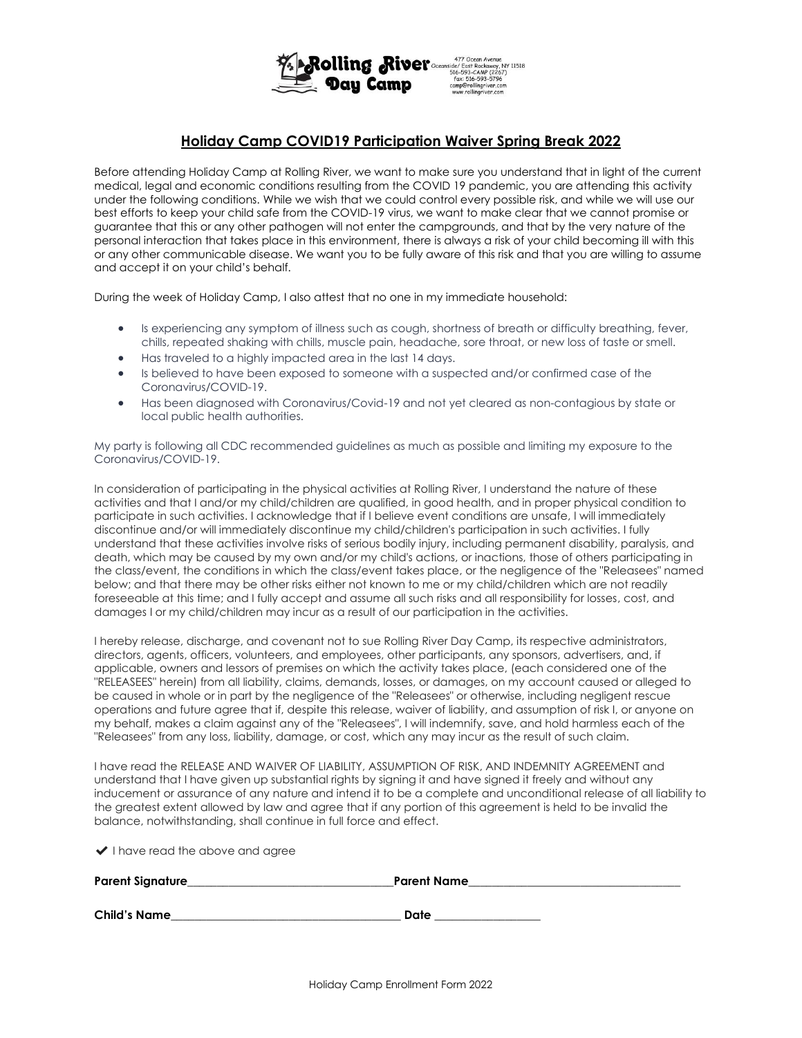Rolling River Day Camp

477 Ocean Avenue
Oceanside/ East Rockaway, NY 11518
516-593-CAMP (2267)
fax: 516-593-5796
camp@rollingriver.com
www.rollingriver.com

## Holiday Camp COVID19 Participation Waiver Spring Break 2022

Before attending Holiday Camp at Rolling River, we want to make sure you understand that in light of the current medical, legal and economic conditions resulting from the COVID 19 pandemic, you are attending this activity under the following conditions. While we wish that we could control every possible risk, and while we will use our best efforts to keep your child safe from the COVID-19 virus, we want to make clear that we cannot promise or guarantee that this or any other pathogen will not enter the campgrounds, and that by the very nature of the personal interaction that takes place in this environment, there is always a risk of your child becoming ill with this or any other communicable disease. We want you to be fully aware of this risk and that you are willing to assume and accept it on your child's behalf.

During the week of Holiday Camp, I also attest that no one in my immediate household:

- Is experiencing any symptom of illness such as cough, shortness of breath or difficulty breathing, fever, chills, repeated shaking with chills, muscle pain, headache, sore throat, or new loss of taste or smell.
- Has traveled to a highly impacted area in the last 14 days.
- Is believed to have been exposed to someone with a suspected and/or confirmed case of the Coronavirus/COVID-19.
- Has been diagnosed with Coronavirus/Covid-19 and not yet cleared as non-contagious by state or local public health authorities.

My party is following all CDC recommended guidelines as much as possible and limiting my exposure to the Coronavirus/COVID-19.

In consideration of participating in the physical activities at Rolling River, I understand the nature of these activities and that I and/or my child/children are qualified, in good health, and in proper physical condition to participate in such activities. I acknowledge that if I believe event conditions are unsafe, I will immediately discontinue and/or will immediately discontinue my child/children's participation in such activities. I fully understand that these activities involve risks of serious bodily injury, including permanent disability, paralysis, and death, which may be caused by my own and/or my child's actions, or inactions, those of others participating in the class/event, the conditions in which the class/event takes place, or the negligence of the "Releasees" named below; and that there may be other risks either not known to me or my child/children which are not readily foreseeable at this time; and I fully accept and assume all such risks and all responsibility for losses, cost, and damages I or my child/children may incur as a result of our participation in the activities.

I hereby release, discharge, and covenant not to sue Rolling River Day Camp, its respective administrators, directors, agents, officers, volunteers, and employees, other participants, any sponsors, advertisers, and, if applicable, owners and lessors of premises on which the activity takes place, (each considered one of the "RELEASEES" herein) from all liability, claims, demands, losses, or damages, on my account caused or alleged to be caused in whole or in part by the negligence of the "Releasees" or otherwise, including negligent rescue operations and future agree that if, despite this release, waiver of liability, and assumption of risk I, or anyone on my behalf, makes a claim against any of the "Releasees", I will indemnify, save, and hold harmless each of the "Releasees" from any loss, liability, damage, or cost, which any may incur as the result of such claim.

I have read the RELEASE AND WAIVER OF LIABILITY, ASSUMPTION OF RISK, AND INDEMNITY AGREEMENT and understand that I have given up substantial rights by signing it and have signed it freely and without any inducement or assurance of any nature and intend it to be a complete and unconditional release of all liability to the greatest extent allowed by law and agree that if any portion of this agreement is held to be invalid the balance, notwithstanding, shall continue in full force and effect.

✔ I have read the above and agree

**Parent Signature**___________________________________**Parent Name**____________________________________

**Child's Name**_______________________________________ **Date** _________________

Holiday Camp Enrollment Form 2022